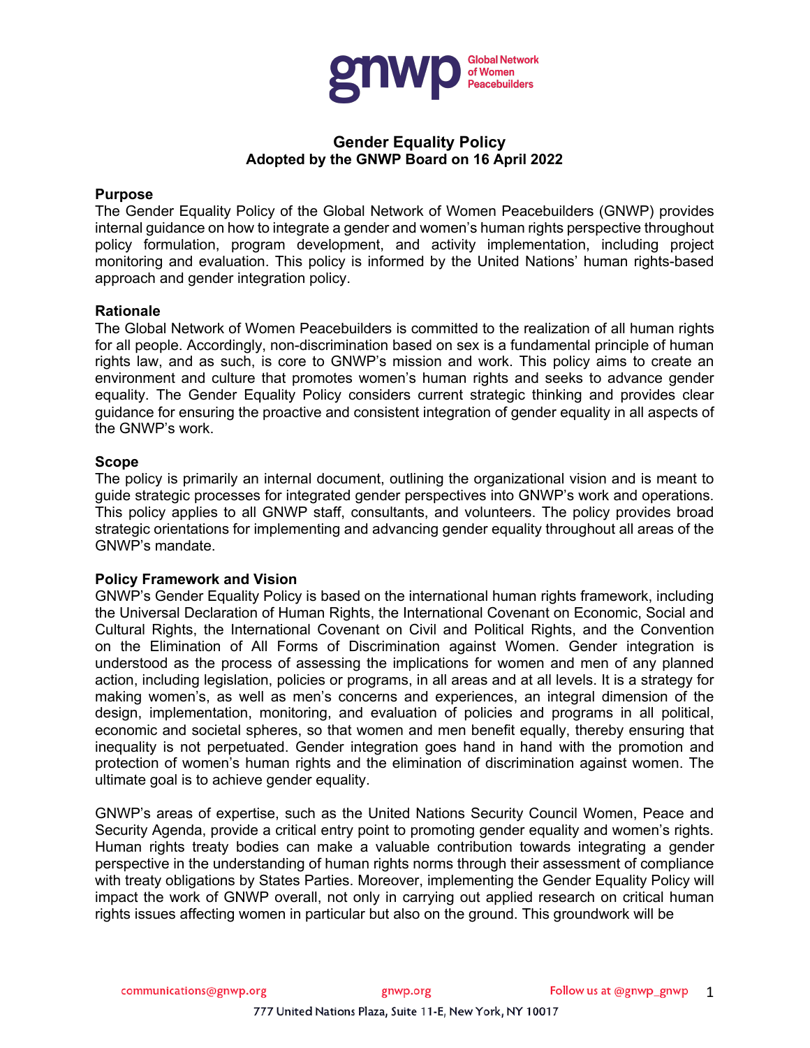# Gender Equality Policy
**Adopted by the GNWP Board on 16 April 2022**

## Purpose

The Gender Equality Policy of the Global Network of Women Peacebuilders (GNWP) provides internal guidance on how to integrate a gender and women's human rights perspective throughout policy formulation, program development, and activity implementation, including project monitoring and evaluation. This policy is informed by the United Nations' human rights-based approach and gender integration policy.

## Rationale

The Global Network of Women Peacebuilders is committed to the realization of all human rights for all people. Accordingly, non-discrimination based on sex is a fundamental principle of human rights law, and as such, is core to GNWP's mission and work. This policy aims to create an environment and culture that promotes women's human rights and seeks to advance gender equality. The Gender Equality Policy considers current strategic thinking and provides clear guidance for ensuring the proactive and consistent integration of gender equality in all aspects of the GNWP's work.

## Scope

The policy is primarily an internal document, outlining the organizational vision and is meant to guide strategic processes for integrated gender perspectives into GNWP's work and operations. This policy applies to all GNWP staff, consultants, and volunteers. The policy provides broad strategic orientations for implementing and advancing gender equality throughout all areas of the GNWP's mandate.

## Policy Framework and Vision

GNWP's Gender Equality Policy is based on the international human rights framework, including the Universal Declaration of Human Rights, the International Covenant on Economic, Social and Cultural Rights, the International Covenant on Civil and Political Rights, and the Convention on the Elimination of All Forms of Discrimination against Women. Gender integration is understood as the process of assessing the implications for women and men of any planned action, including legislation, policies or programs, in all areas and at all levels. It is a strategy for making women's, as well as men's concerns and experiences, an integral dimension of the design, implementation, monitoring, and evaluation of policies and programs in all political, economic and societal spheres, so that women and men benefit equally, thereby ensuring that inequality is not perpetuated. Gender integration goes hand in hand with the promotion and protection of women's human rights and the elimination of discrimination against women. The ultimate goal is to achieve gender equality.

GNWP's areas of expertise, such as the United Nations Security Council Women, Peace and Security Agenda, provide a critical entry point to promoting gender equality and women's rights. Human rights treaty bodies can make a valuable contribution towards integrating a gender perspective in the understanding of human rights norms through their assessment of compliance with treaty obligations by States Parties. Moreover, implementing the Gender Equality Policy will impact the work of GNWP overall, not only in carrying out applied research on critical human rights issues affecting women in particular but also on the ground. This groundwork will be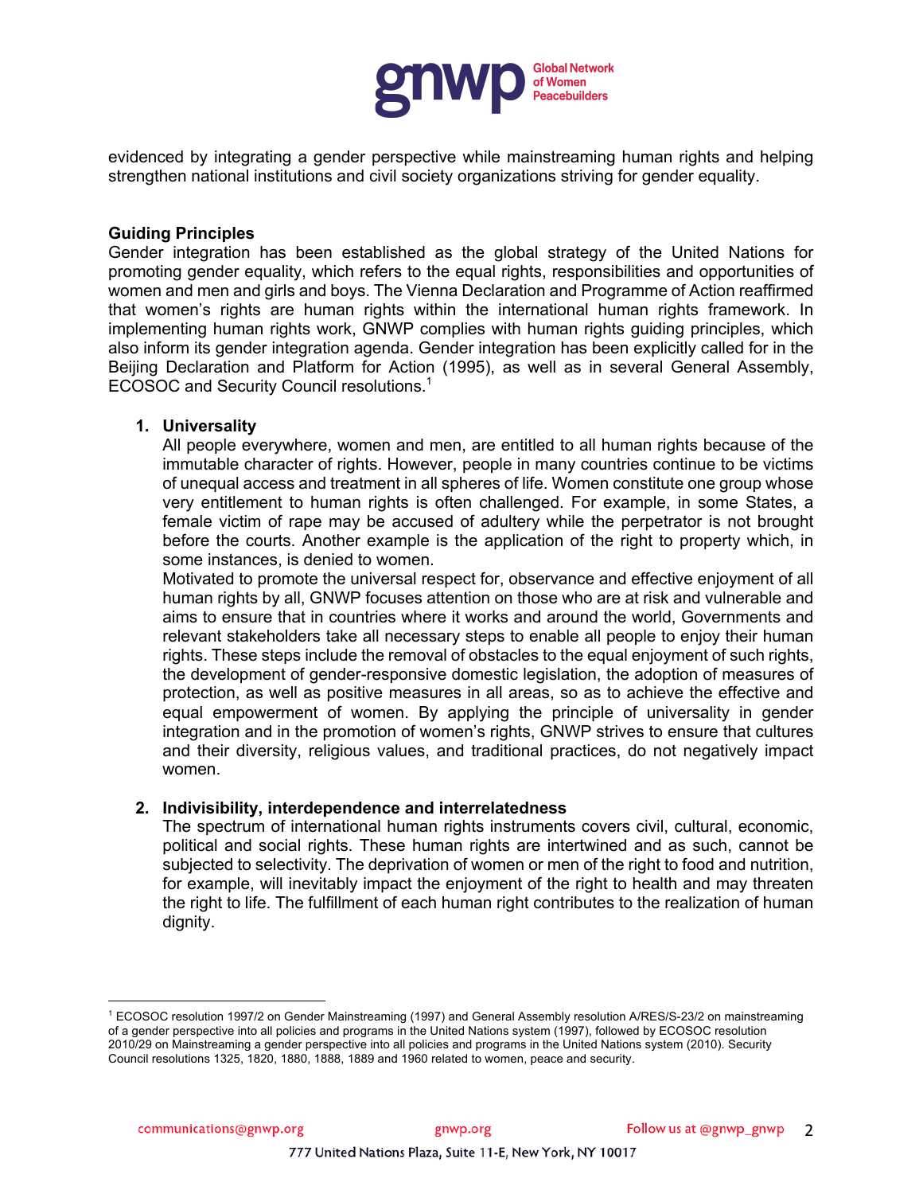evidenced by integrating a gender perspective while mainstreaming human rights and helping strengthen national institutions and civil society organizations striving for gender equality.

**Guiding Principles**

Gender integration has been established as the global strategy of the United Nations for promoting gender equality, which refers to the equal rights, responsibilities and opportunities of women and men and girls and boys. The Vienna Declaration and Programme of Action reaffirmed that women's rights are human rights within the international human rights framework. In implementing human rights work, GNWP complies with human rights guiding principles, which also inform its gender integration agenda. Gender integration has been explicitly called for in the Beijing Declaration and Platform for Action (1995), as well as in several General Assembly, ECOSOC and Security Council resolutions.[1]

1. **Universality**
   All people everywhere, women and men, are entitled to all human rights because of the immutable character of rights. However, people in many countries continue to be victims of unequal access and treatment in all spheres of life. Women constitute one group whose very entitlement to human rights is often challenged. For example, in some States, a female victim of rape may be accused of adultery while the perpetrator is not brought before the courts. Another example is the application of the right to property which, in some instances, is denied to women.
   Motivated to promote the universal respect for, observance and effective enjoyment of all human rights by all, GNWP focuses attention on those who are at risk and vulnerable and aims to ensure that in countries where it works and around the world, Governments and relevant stakeholders take all necessary steps to enable all people to enjoy their human rights. These steps include the removal of obstacles to the equal enjoyment of such rights, the development of gender-responsive domestic legislation, the adoption of measures of protection, as well as positive measures in all areas, so as to achieve the effective and equal empowerment of women. By applying the principle of universality in gender integration and in the promotion of women's rights, GNWP strives to ensure that cultures and their diversity, religious values, and traditional practices, do not negatively impact women.

2. **Indivisibility, interdependence and interrelatedness**
   The spectrum of international human rights instruments covers civil, cultural, economic, political and social rights. These human rights are intertwined and as such, cannot be subjected to selectivity. The deprivation of women or men of the right to food and nutrition, for example, will inevitably impact the enjoyment of the right to health and may threaten the right to life. The fulfillment of each human right contributes to the realization of human dignity.

---

[1] ECOSOC resolution 1997/2 on Gender Mainstreaming (1997) and General Assembly resolution A/RES/S-23/2 on mainstreaming of a gender perspective into all policies and programs in the United Nations system (1997), followed by ECOSOC resolution 2010/29 on Mainstreaming a gender perspective into all policies and programs in the United Nations system (2010). Security Council resolutions 1325, 1820, 1880, 1888, 1889 and 1960 related to women, peace and security.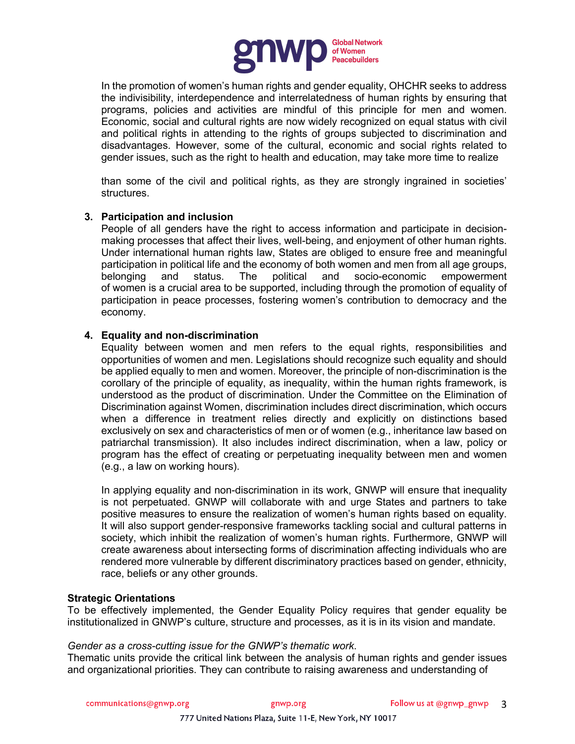In the promotion of women's human rights and gender equality, OHCHR seeks to address the indivisibility, interdependence and interrelatedness of human rights by ensuring that programs, policies and activities are mindful of this principle for men and women. Economic, social and cultural rights are now widely recognized on equal status with civil and political rights in attending to the rights of groups subjected to discrimination and disadvantages. However, some of the cultural, economic and social rights related to gender issues, such as the right to health and education, may take more time to realize

than some of the civil and political rights, as they are strongly ingrained in societies' structures.

3. **Participation and inclusion**
   People of all genders have the right to access information and participate in decision-making processes that affect their lives, well-being, and enjoyment of other human rights. Under international human rights law, States are obliged to ensure free and meaningful participation in political life and the economy of both women and men from all age groups, belonging and status. The political and socio-economic empowerment of women is a crucial area to be supported, including through the promotion of equality of participation in peace processes, fostering women's contribution to democracy and the economy.

4. **Equality and non-discrimination**
   Equality between women and men refers to the equal rights, responsibilities and opportunities of women and men. Legislations should recognize such equality and should be applied equally to men and women. Moreover, the principle of non-discrimination is the corollary of the principle of equality, as inequality, within the human rights framework, is understood as the product of discrimination. Under the Committee on the Elimination of Discrimination against Women, discrimination includes direct discrimination, which occurs when a difference in treatment relies directly and explicitly on distinctions based exclusively on sex and characteristics of men or of women (e.g., inheritance law based on patriarchal transmission). It also includes indirect discrimination, when a law, policy or program has the effect of creating or perpetuating inequality between men and women (e.g., a law on working hours).

   In applying equality and non-discrimination in its work, GNWP will ensure that inequality is not perpetuated. GNWP will collaborate with and urge States and partners to take positive measures to ensure the realization of women's human rights based on equality. It will also support gender-responsive frameworks tackling social and cultural patterns in society, which inhibit the realization of women's human rights. Furthermore, GNWP will create awareness about intersecting forms of discrimination affecting individuals who are rendered more vulnerable by different discriminatory practices based on gender, ethnicity, race, beliefs or any other grounds.

**Strategic Orientations**

To be effectively implemented, the Gender Equality Policy requires that gender equality be institutionalized in GNWP's culture, structure and processes, as it is in its vision and mandate.

*Gender as a cross-cutting issue for the GNWP's thematic work*.

Thematic units provide the critical link between the analysis of human rights and gender issues and organizational priorities. They can contribute to raising awareness and understanding of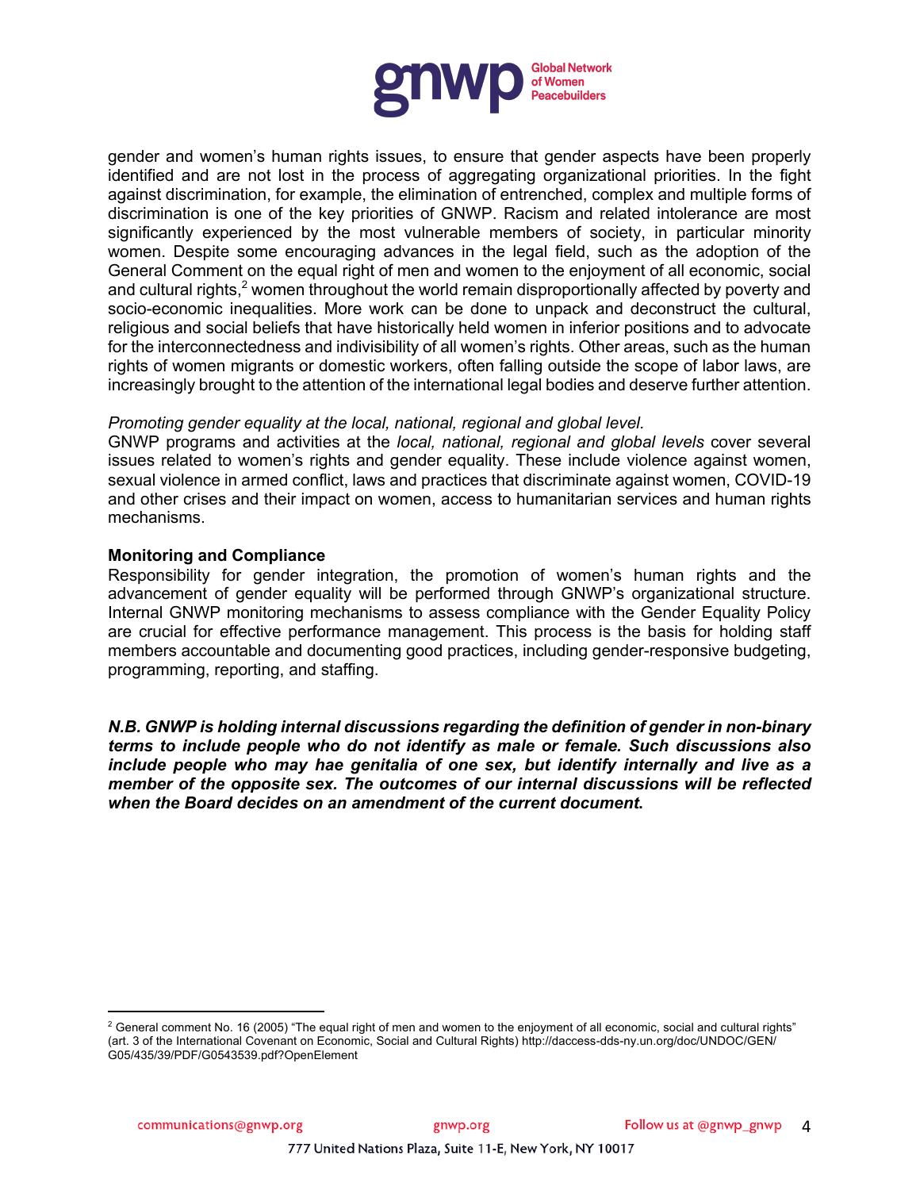gender and women's human rights issues, to ensure that gender aspects have been properly identified and are not lost in the process of aggregating organizational priorities. In the fight against discrimination, for example, the elimination of entrenched, complex and multiple forms of discrimination is one of the key priorities of GNWP. Racism and related intolerance are most significantly experienced by the most vulnerable members of society, in particular minority women. Despite some encouraging advances in the legal field, such as the adoption of the General Comment on the equal right of men and women to the enjoyment of all economic, social and cultural rights,[2] women throughout the world remain disproportionally affected by poverty and socio-economic inequalities. More work can be done to unpack and deconstruct the cultural, religious and social beliefs that have historically held women in inferior positions and to advocate for the interconnectedness and indivisibility of all women's rights. Other areas, such as the human rights of women migrants or domestic workers, often falling outside the scope of labor laws, are increasingly brought to the attention of the international legal bodies and deserve further attention.

*Promoting gender equality at the local, national, regional and global level.*

GNWP programs and activities at the *local, national, regional and global levels* cover several issues related to women's rights and gender equality. These include violence against women, sexual violence in armed conflict, laws and practices that discriminate against women, COVID-19 and other crises and their impact on women, access to humanitarian services and human rights mechanisms.

**Monitoring and Compliance**

Responsibility for gender integration, the promotion of women's human rights and the advancement of gender equality will be performed through GNWP's organizational structure. Internal GNWP monitoring mechanisms to assess compliance with the Gender Equality Policy are crucial for effective performance management. This process is the basis for holding staff members accountable and documenting good practices, including gender-responsive budgeting, programming, reporting, and staffing.

***N.B. GNWP is holding internal discussions regarding the definition of gender in non-binary terms to include people who do not identify as male or female. Such discussions also include people who may hae genitalia of one sex, but identify internally and live as a member of the opposite sex. The outcomes of our internal discussions will be reflected when the Board decides on an amendment of the current document.***

---

[2] General comment No. 16 (2005) "The equal right of men and women to the enjoyment of all economic, social and cultural rights" (art. 3 of the International Covenant on Economic, Social and Cultural Rights) http://daccess-dds-ny.un.org/doc/UNDOC/GEN/G05/435/39/PDF/G0543539.pdf?OpenElement